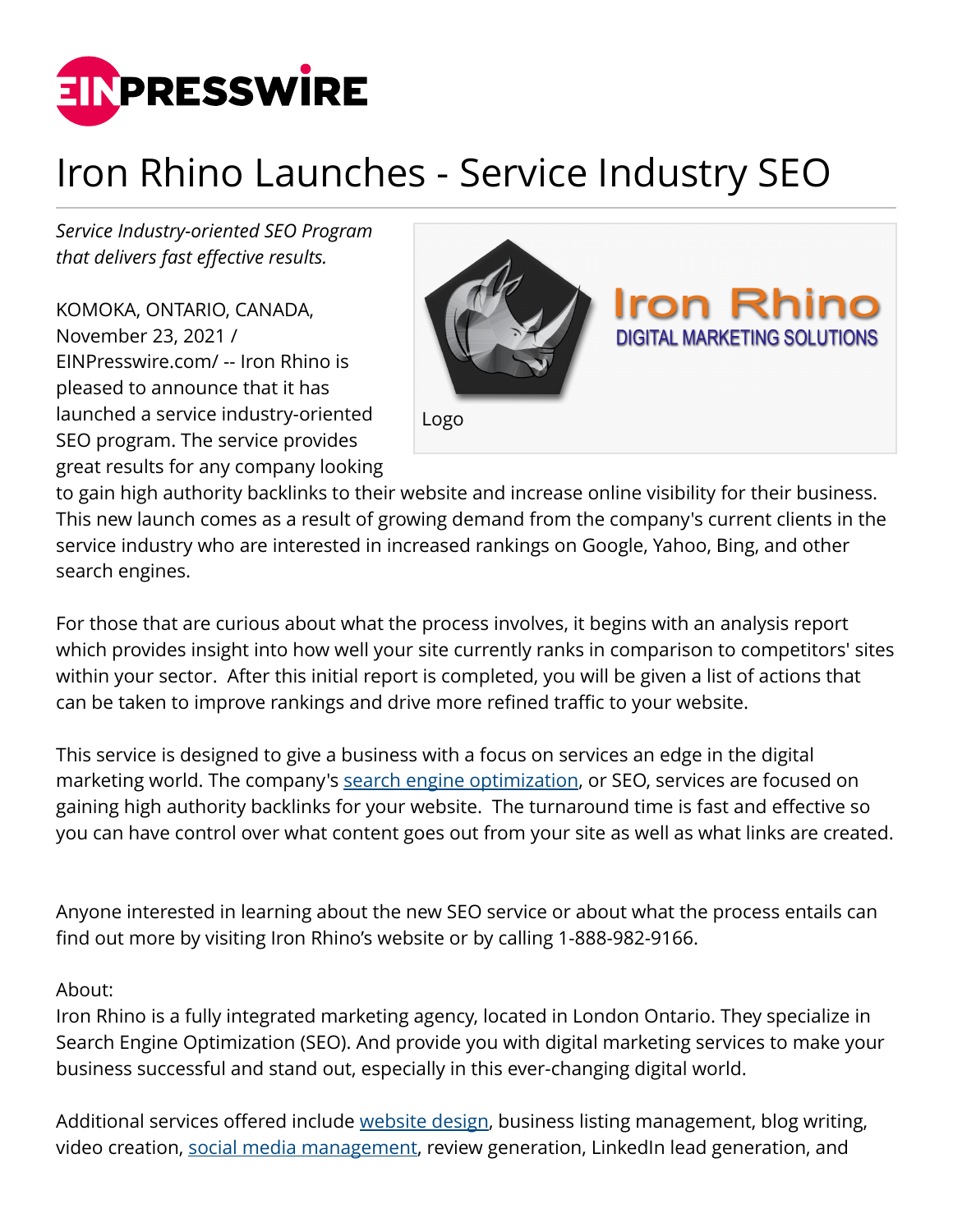# Iron Rhino Launches - Service Industry SEO

*Service Industry-oriented SEO Program that delivers fast effective results.*

Logo

KOMOKA, ONTARIO, CANADA, November 23, 2021 / EINPresswire.com/ -- Iron Rhino is pleased to announce that it has launched a service industry-oriented SEO program. The service provides great results for any company looking to gain high authority backlinks to their website and increase online visibility for their business. This new launch comes as a result of growing demand from the company's current clients in the service industry who are interested in increased rankings on Google, Yahoo, Bing, and other search engines.

For those that are curious about what the process involves, it begins with an analysis report which provides insight into how well your site currently ranks in comparison to competitors' sites within your sector. After this initial report is completed, you will be given a list of actions that can be taken to improve rankings and drive more refined traffic to your website.

This service is designed to give a business with a focus on services an edge in the digital marketing world. The company's search engine optimization, or SEO, services are focused on gaining high authority backlinks for your website. The turnaround time is fast and effective so you can have control over what content goes out from your site as well as what links are created.

Anyone interested in learning about the new SEO service or about what the process entails can find out more by visiting Iron Rhino's website or by calling 1-888-982-9166.

About:
Iron Rhino is a fully integrated marketing agency, located in London Ontario. They specialize in Search Engine Optimization (SEO). And provide you with digital marketing services to make your business successful and stand out, especially in this ever-changing digital world.

Additional services offered include website design, business listing management, blog writing, video creation, social media management, review generation, LinkedIn lead generation, and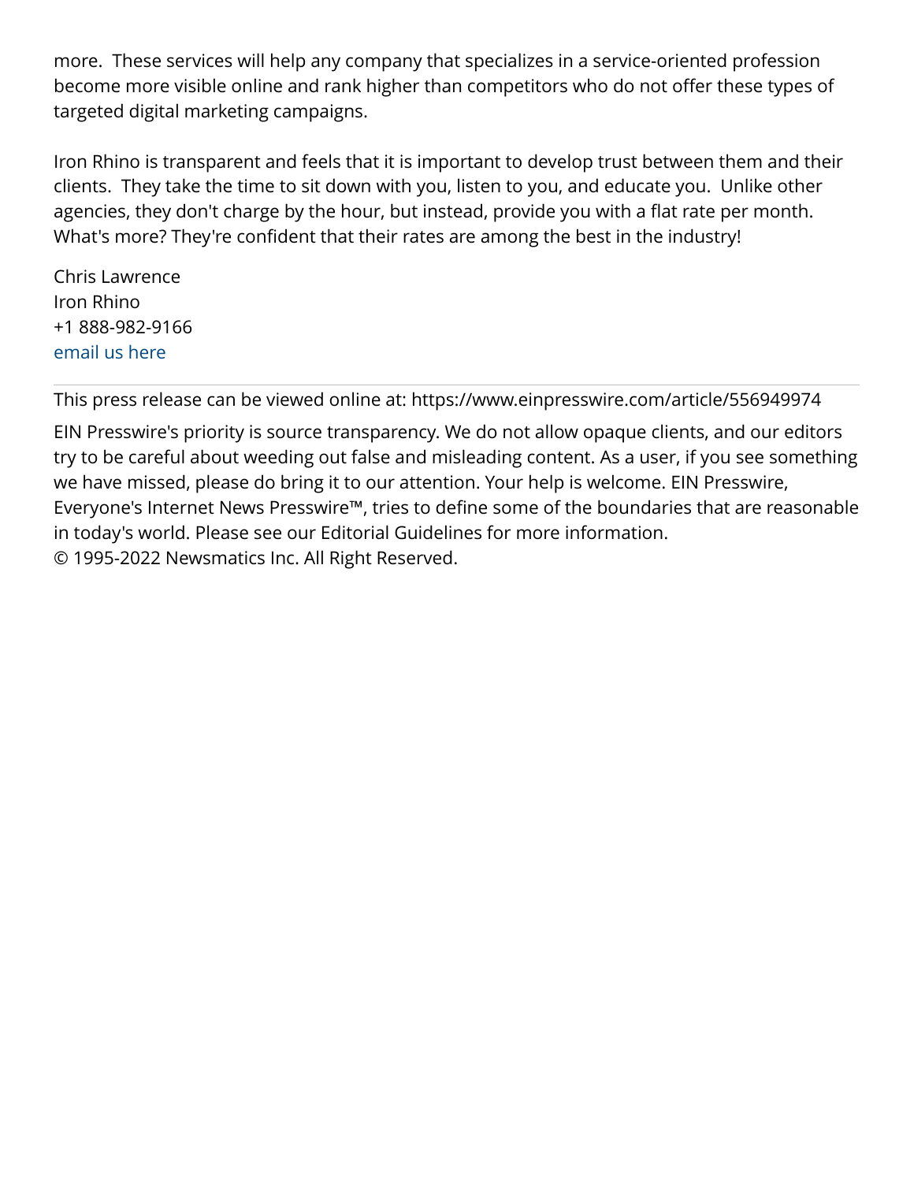more.  These services will help any company that specializes in a service-oriented profession become more visible online and rank higher than competitors who do not offer these types of targeted digital marketing campaigns.

Iron Rhino is transparent and feels that it is important to develop trust between them and their clients.  They take the time to sit down with you, listen to you, and educate you.  Unlike other agencies, they don't charge by the hour, but instead, provide you with a flat rate per month. What's more? They're confident that their rates are among the best in the industry!

Chris Lawrence
Iron Rhino
+1 888-982-9166
email us here

---

This press release can be viewed online at: https://www.einpresswire.com/article/556949974

EIN Presswire's priority is source transparency. We do not allow opaque clients, and our editors try to be careful about weeding out false and misleading content. As a user, if you see something we have missed, please do bring it to our attention. Your help is welcome. EIN Presswire, Everyone's Internet News Presswire™, tries to define some of the boundaries that are reasonable in today's world. Please see our Editorial Guidelines for more information.
© 1995-2022 Newsmatics Inc. All Right Reserved.